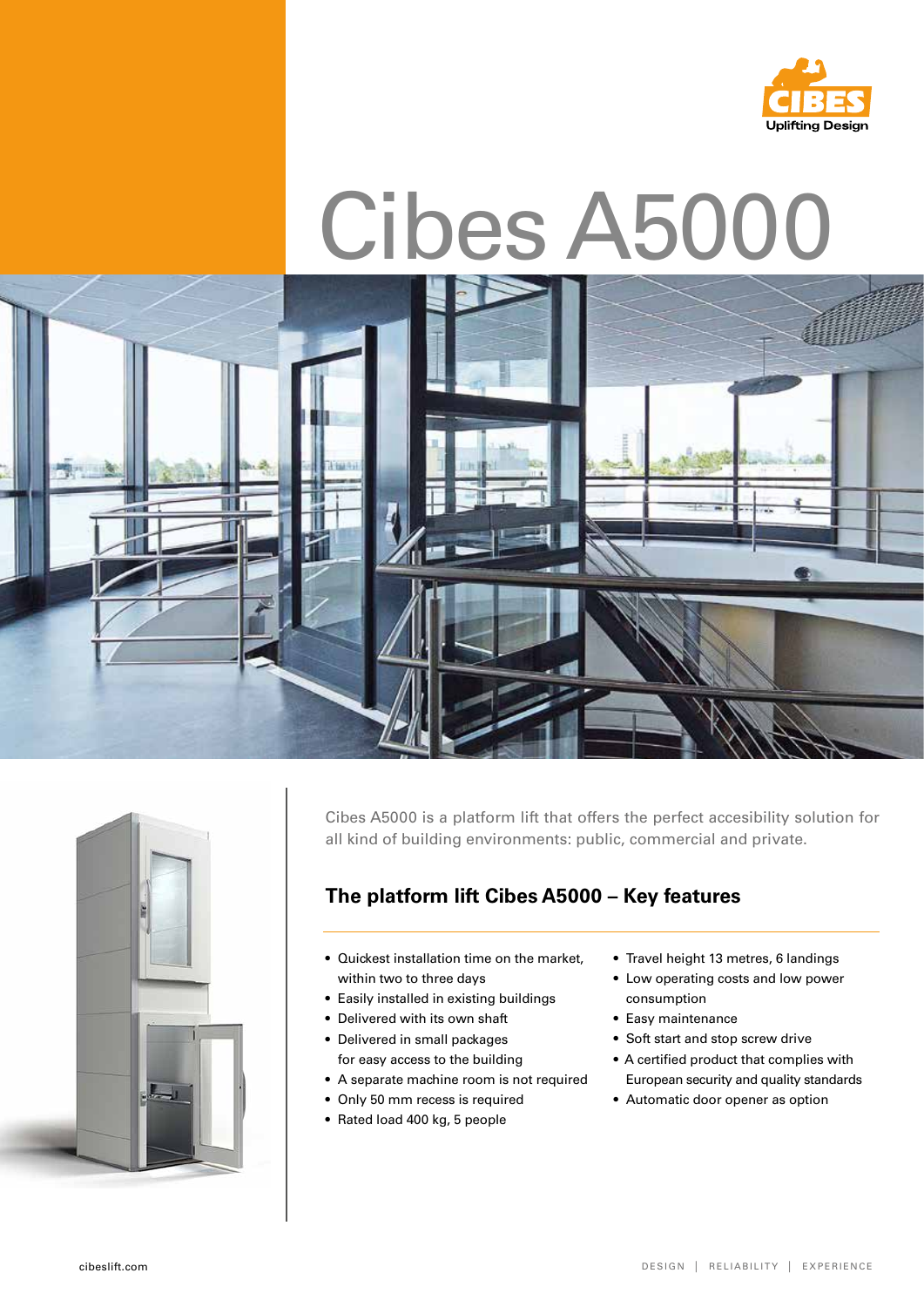CIBES
Uplifting Design

# Cibes A5000

Cibes A5000 is a platform lift that offers the perfect accesibility solution for all kind of building environments: public, commercial and private.

## The platform lift Cibes A5000 – Key features

- Quickest installation time on the market, within two to three days
- Easily installed in existing buildings
- Delivered with its own shaft
- Delivered in small packages for easy access to the building
- A separate machine room is not required
- Only 50 mm recess is required
- Rated load 400 kg, 5 people
- Travel height 13 metres, 6 landings
- Low operating costs and low power consumption
- Easy maintenance
- Soft start and stop screw drive
- A certified product that complies with European security and quality standards
- Automatic door opener as option

cibeslift.com

DESIGN | RELIABILITY | EXPERIENCE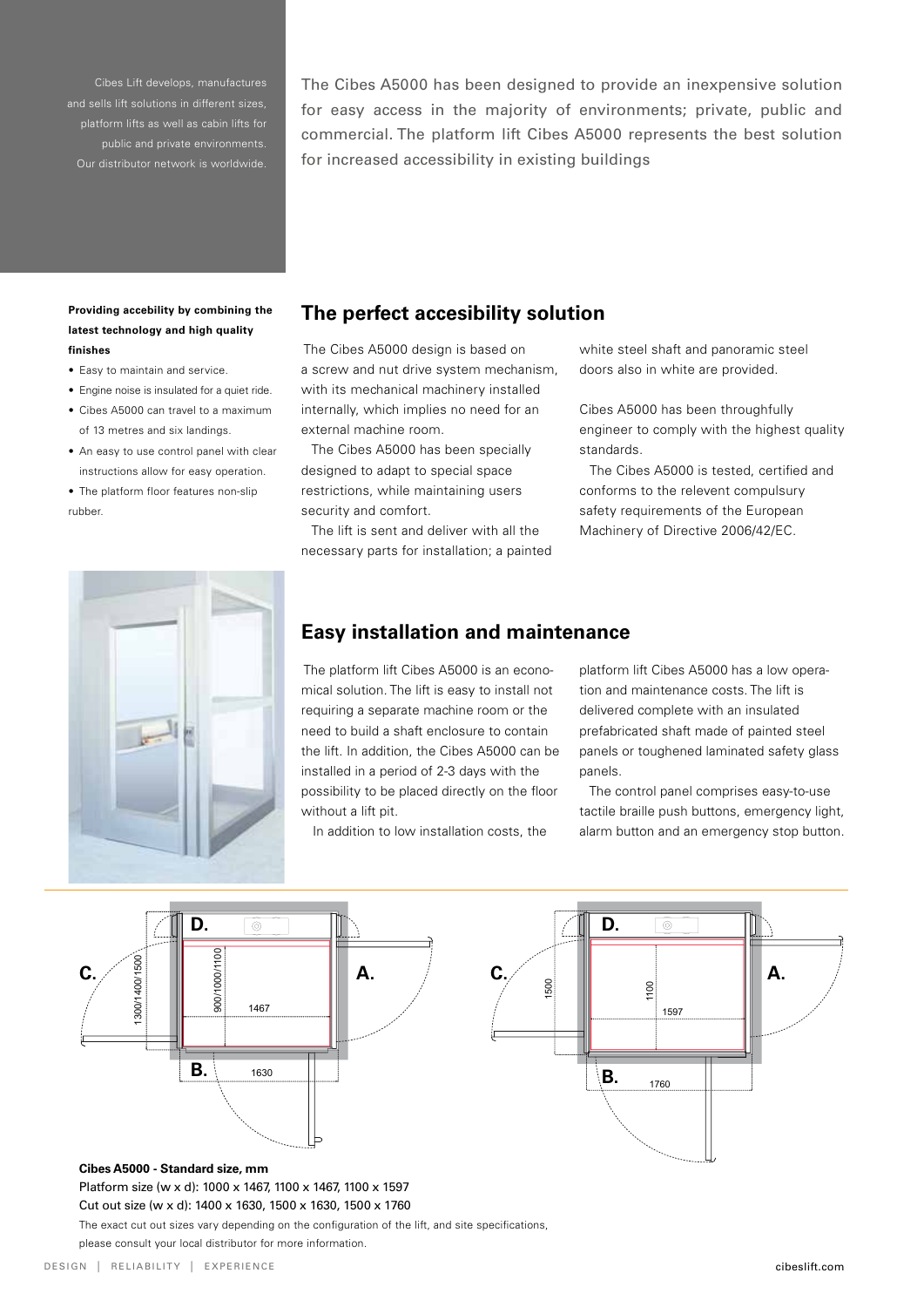Cibes Lift develops, manufactures and sells lift solutions in different sizes, platform lifts as well as cabin lifts for public and private environments. Our distributor network is worldwide.

The Cibes A5000 has been designed to provide an inexpensive solution for easy access in the majority of environments; private, public and commercial. The platform lift Cibes A5000 represents the best solution for increased accessibility in existing buildings

**Providing accebility by combining the latest technology and high quality finishes**

- Easy to maintain and service.
- Engine noise is insulated for a quiet ride.
- Cibes A5000 can travel to a maximum of 13 metres and six landings.
- An easy to use control panel with clear instructions allow for easy operation.
- The platform floor features non-slip rubber.

## The perfect accesibility solution

The Cibes A5000 design is based on a screw and nut drive system mechanism, with its mechanical machinery installed internally, which implies no need for an external machine room.

The Cibes A5000 has been specially designed to adapt to special space restrictions, while maintaining users security and comfort.

The lift is sent and deliver with all the necessary parts for installation; a painted white steel shaft and panoramic steel doors also in white are provided.

Cibes A5000 has been throughfully engineer to comply with the highest quality standards.

The Cibes A5000 is tested, certified and conforms to the relevent compulsury safety requirements of the European Machinery of Directive 2006/42/EC.

## Easy installation and maintenance

The platform lift Cibes A5000 is an economical solution. The lift is easy to install not requiring a separate machine room or the need to build a shaft enclosure to contain the lift. In addition, the Cibes A5000 can be installed in a period of 2-3 days with the possibility to be placed directly on the floor without a lift pit.

In addition to low installation costs, the platform lift Cibes A5000 has a low operation and maintenance costs. The lift is delivered complete with an insulated prefabricated shaft made of painted steel panels or toughened laminated safety glass panels.

The control panel comprises easy-to-use tactile braille push buttons, emergency light, alarm button and an emergency stop button.

**Cibes A5000 - Standard size, mm**

Platform size (w x d): 1000 x 1467, 1100 x 1467, 1100 x 1597

Cut out size (w x d): 1400 x 1630, 1500 x 1630, 1500 x 1760

The exact cut out sizes vary depending on the configuration of the lift, and site specifications, please consult your local distributor for more information.

DESIGN | RELIABILITY | EXPERIENCE

cibeslift.com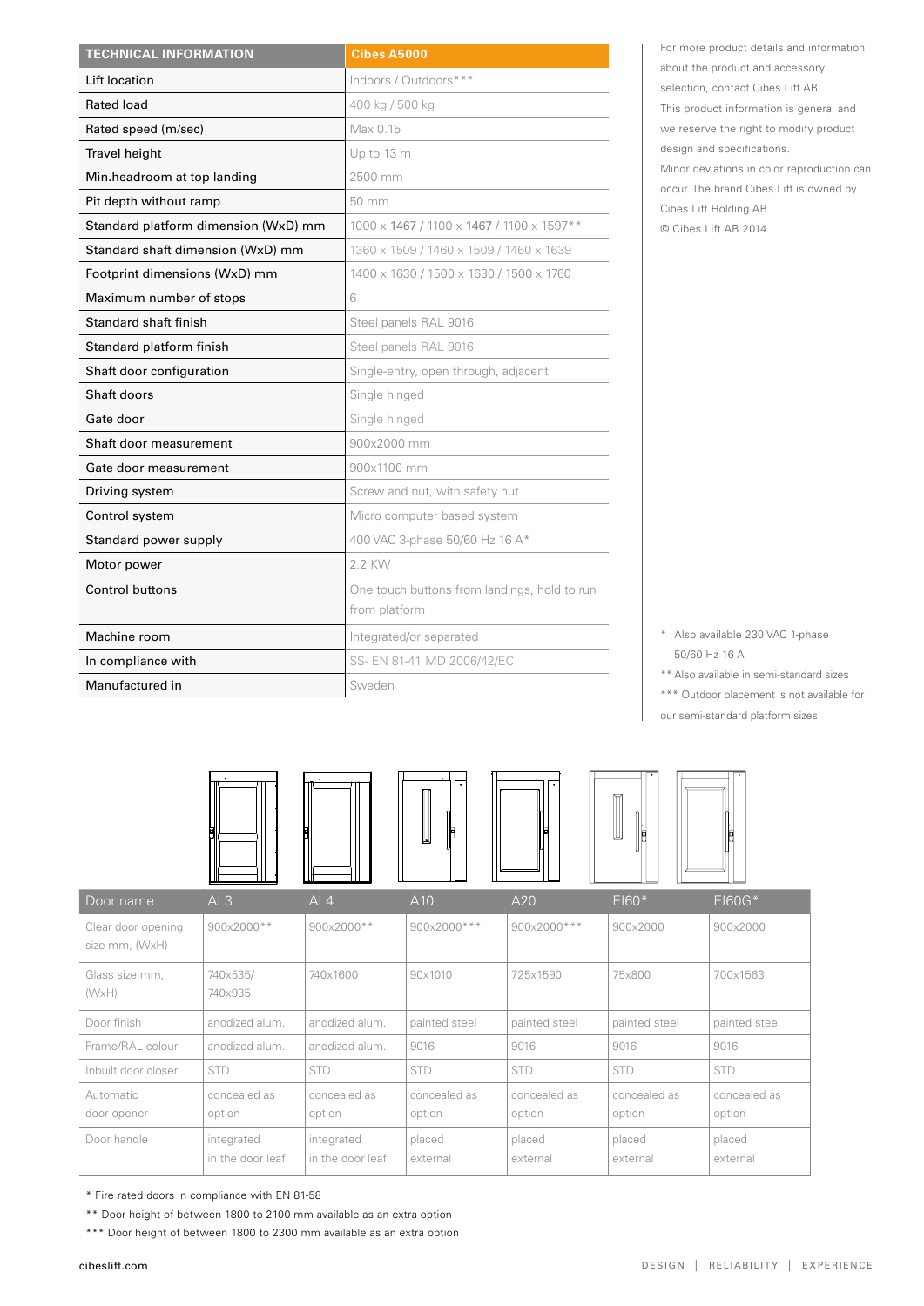| TECHNICAL INFORMATION | Cibes A5000 |
|---|---|
| Lift location | Indoors / Outdoors*** |
| Rated load | 400 kg / 500 kg |
| Rated speed (m/sec) | Max 0.15 |
| Travel height | Up to 13 m |
| Min.headroom at top landing | 2500 mm |
| Pit depth without ramp | 50 mm |
| Standard platform dimension (WxD) mm | 1000 x 1467 / 1100 x 1467 / 1100 x 1597** |
| Standard shaft dimension (WxD) mm | 1360 x 1509 / 1460 x 1509 / 1460 x 1639 |
| Footprint dimensions (WxD) mm | 1400 x 1630 / 1500 x 1630 / 1500 x 1760 |
| Maximum number of stops | 6 |
| Standard shaft finish | Steel panels RAL 9016 |
| Standard platform finish | Steel panels RAL 9016 |
| Shaft door configuration | Single-entry, open through, adjacent |
| Shaft doors | Single hinged |
| Gate door | Single hinged |
| Shaft door measurement | 900x2000 mm |
| Gate door measurement | 900x1100 mm |
| Driving system | Screw and nut, with safety nut |
| Control system | Micro computer based system |
| Standard power supply | 400 VAC 3-phase 50/60 Hz 16 A* |
| Motor power | 2.2 KW |
| Control buttons | One touch buttons from landings, hold to run from platform |
| Machine room | Integrated/or separated |
| In compliance with | SS- EN 81-41 MD 2006/42/EC |
| Manufactured in | Sweden |

For more product details and information about the product and accessory selection, contact Cibes Lift AB. This product information is general and we reserve the right to modify product design and specifications. Minor deviations in color reproduction can occur. The brand Cibes Lift is owned by Cibes Lift Holding AB.
© Cibes Lift AB 2014

\* Also available 230 VAC 1-phase 50/60 Hz 16 A

\** Also available in semi-standard sizes

\*** Outdoor placement is not available for our semi-standard platform sizes

| Door name | AL3 | AL4 | A10 | A20 | EI60* | EI60G* |
|---|---|---|---|---|---|---|
| Clear door opening size mm, (WxH) | 900x2000** | 900x2000** | 900x2000*** | 900x2000*** | 900x2000 | 900x2000 |
| Glass size mm, (WxH) | 740x535/ 740x935 | 740x1600 | 90x1010 | 725x1590 | 75x800 | 700x1563 |
| Door finish | anodized alum. | anodized alum. | painted steel | painted steel | painted steel | painted steel |
| Frame/RAL colour | anodized alum. | anodized alum. | 9016 | 9016 | 9016 | 9016 |
| Inbuilt door closer | STD | STD | STD | STD | STD | STD |
| Automatic door opener | concealed as option | concealed as option | concealed as option | concealed as option | concealed as option | concealed as option |
| Door handle | integrated in the door leaf | integrated in the door leaf | placed external | placed external | placed external | placed external |

\* Fire rated doors in compliance with EN 81-58

\** Door height of between 1800 to 2100 mm available as an extra option

\*** Door height of between 1800 to 2300 mm available as an extra option

cibeslift.com

DESIGN | RELIABILITY | EXPERIENCE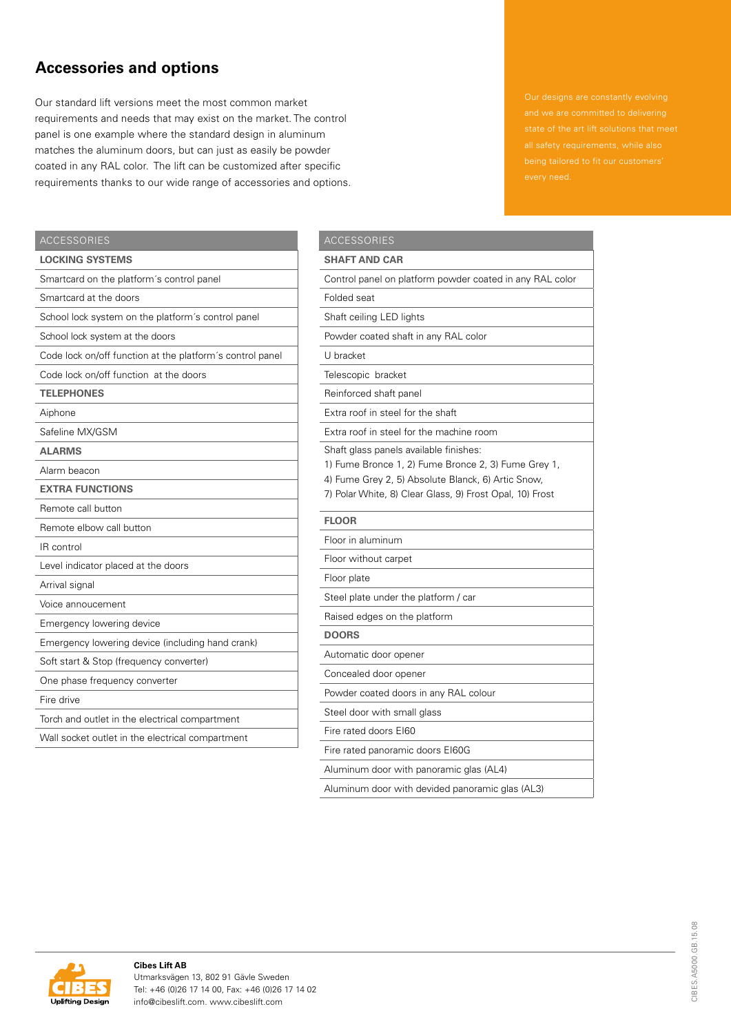# Accessories and options

Our standard lift versions meet the most common market requirements and needs that may exist on the market. The control panel is one example where the standard design in aluminum matches the aluminum doors, but can just as easily be powder coated in any RAL color. The lift can be customized after specific requirements thanks to our wide range of accessories and options.

Our designs are constantly evolving and we are committed to delivering state of the art lift solutions that meet all safety requirements, while also being tailored to fit our customers' every need.

| ACCESSORIES |
|---|
| **LOCKING SYSTEMS** |
| Smartcard on the platform´s control panel |
| Smartcard at the doors |
| School lock system on the platform´s control panel |
| School lock system at the doors |
| Code lock on/off function at the platform´s control panel |
| Code lock on/off function at the doors |
| **TELEPHONES** |
| Aiphone |
| Safeline MX/GSM |
| **ALARMS** |
| Alarm beacon |
| **EXTRA FUNCTIONS** |
| Remote call button |
| Remote elbow call button |
| IR control |
| Level indicator placed at the doors |
| Arrival signal |
| Voice annoucement |
| Emergency lowering device |
| Emergency lowering device (including hand crank) |
| Soft start & Stop (frequency converter) |
| One phase frequency converter |
| Fire drive |
| Torch and outlet in the electrical compartment |
| Wall socket outlet in the electrical compartment |

| ACCESSORIES |
|---|
| **SHAFT AND CAR** |
| Control panel on platform powder coated in any RAL color |
| Folded seat |
| Shaft ceiling LED lights |
| Powder coated shaft in any RAL color |
| U bracket |
| Telescopic bracket |
| Reinforced shaft panel |
| Extra roof in steel for the shaft |
| Extra roof in steel for the machine room |
| Shaft glass panels available finishes: 1) Fume Bronce 1, 2) Fume Bronce 2, 3) Fume Grey 1, 4) Fume Grey 2, 5) Absolute Blanck, 6) Artic Snow, 7) Polar White, 8) Clear Glass, 9) Frost Opal, 10) Frost |
| **FLOOR** |
| Floor in aluminum |
| Floor without carpet |
| Floor plate |
| Steel plate under the platform / car |
| Raised edges on the platform |
| **DOORS** |
| Automatic door opener |
| Concealed door opener |
| Powder coated doors in any RAL colour |
| Steel door with small glass |
| Fire rated doors EI60 |
| Fire rated panoramic doors EI60G |
| Aluminum door with panoramic glas (AL4) |
| Aluminum door with devided panoramic glas (AL3) |

**Cibes Lift AB**
Utmarksvägen 13, 802 91 Gävle Sweden
Tel: +46 (0)26 17 14 00, Fax: +46 (0)26 17 14 02
info@cibeslift.com. www.cibeslift.com

CIBES A5000 GB 15.08